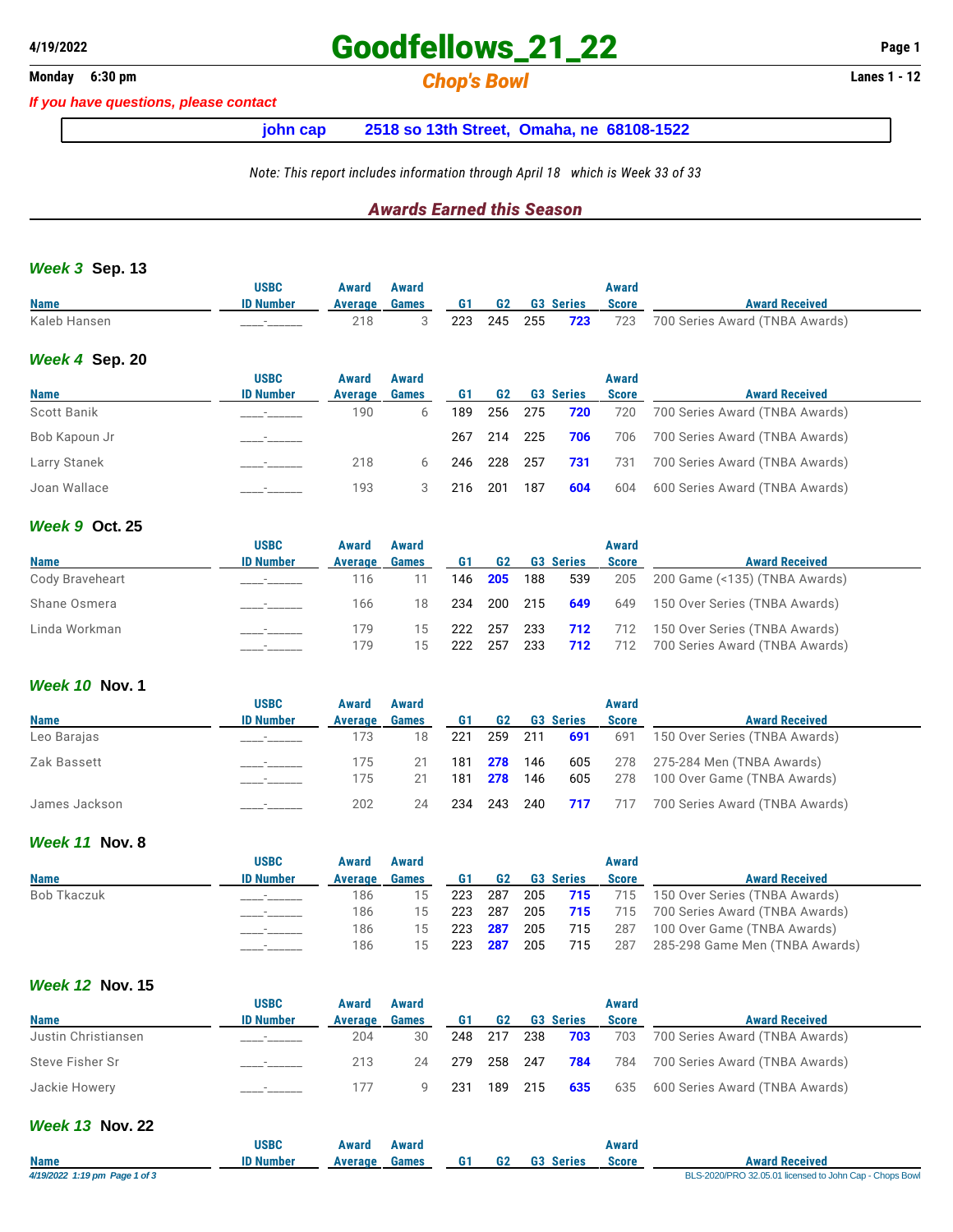4/19/2022

# Goodfellows_21_22

**Monday 6:30 pm**

## Chop's Bowl

**Lanes 1 - 12**

*If you have questions, please contact*

**john cap 2518 so 13th Street, Omaha, ne 68108-1522**

*Note: This report includes information through April 18 which is Week 33 of 33*

## Awards Earned this Season

### Week 3 Sep. 13

| Name | USBC ID Number | Award Average | Award Games | G1 | G2 | G3 | Series | Award Score | Award Received |
|---|---|---|---|---|---|---|---|---|---|
| Kaleb Hansen | ____-______ | 218 | 3 | 223 | 245 | 255 | **723** | 723 | 700 Series Award (TNBA Awards) |

### Week 4 Sep. 20

| Name | USBC ID Number | Award Average | Award Games | G1 | G2 | G3 | Series | Award Score | Award Received |
|---|---|---|---|---|---|---|---|---|---|
| Scott Banik | ____-______ | 190 | 6 | 189 | 256 | 275 | **720** | 720 | 700 Series Award (TNBA Awards) |
| Bob Kapoun Jr | ____-______ | | | 267 | 214 | 225 | **706** | 706 | 700 Series Award (TNBA Awards) |
| Larry Stanek | ____-______ | 218 | 6 | 246 | 228 | 257 | **731** | 731 | 700 Series Award (TNBA Awards) |
| Joan Wallace | ____-______ | 193 | 3 | 216 | 201 | 187 | **604** | 604 | 600 Series Award (TNBA Awards) |

### Week 9 Oct. 25

| Name | USBC ID Number | Award Average | Award Games | G1 | G2 | G3 | Series | Award Score | Award Received |
|---|---|---|---|---|---|---|---|---|---|
| Cody Braveheart | ____-______ | 116 | 11 | 146 | **205** | 188 | 539 | 205 | 200 Game (<135) (TNBA Awards) |
| Shane Osmera | ____-______ | 166 | 18 | 234 | 200 | 215 | **649** | 649 | 150 Over Series (TNBA Awards) |
| Linda Workman | ____-______ | 179 | 15 | 222 | 257 | 233 | **712** | 712 | 150 Over Series (TNBA Awards) |
| | ____-______ | 179 | 15 | 222 | 257 | 233 | **712** | 712 | 700 Series Award (TNBA Awards) |

### Week 10 Nov. 1

| Name | USBC ID Number | Award Average | Award Games | G1 | G2 | G3 | Series | Award Score | Award Received |
|---|---|---|---|---|---|---|---|---|---|
| Leo Barajas | ____-______ | 173 | 18 | 221 | 259 | 211 | **691** | 691 | 150 Over Series (TNBA Awards) |
| Zak Bassett | ____-______ | 175 | 21 | 181 | **278** | 146 | 605 | 278 | 275-284 Men (TNBA Awards) |
| | ____-______ | 175 | 21 | 181 | **278** | 146 | 605 | 278 | 100 Over Game (TNBA Awards) |
| James Jackson | ____-______ | 202 | 24 | 234 | 243 | 240 | **717** | 717 | 700 Series Award (TNBA Awards) |

### Week 11 Nov. 8

| Name | USBC ID Number | Award Average | Award Games | G1 | G2 | G3 | Series | Award Score | Award Received |
|---|---|---|---|---|---|---|---|---|---|
| Bob Tkaczuk | ____-______ | 186 | 15 | 223 | 287 | 205 | **715** | 715 | 150 Over Series (TNBA Awards) |
| | ____-______ | 186 | 15 | 223 | 287 | 205 | **715** | 715 | 700 Series Award (TNBA Awards) |
| | ____-______ | 186 | 15 | 223 | **287** | 205 | 715 | 287 | 100 Over Game (TNBA Awards) |
| | ____-______ | 186 | 15 | 223 | **287** | 205 | 715 | 287 | 285-298 Game Men (TNBA Awards) |

### Week 12 Nov. 15

| Name | USBC ID Number | Award Average | Award Games | G1 | G2 | G3 | Series | Award Score | Award Received |
|---|---|---|---|---|---|---|---|---|---|
| Justin Christiansen | ____-______ | 204 | 30 | 248 | 217 | 238 | **703** | 703 | 700 Series Award (TNBA Awards) |
| Steve Fisher Sr | ____-______ | 213 | 24 | 279 | 258 | 247 | **784** | 784 | 700 Series Award (TNBA Awards) |
| Jackie Howery | ____-______ | 177 | 9 | 231 | 189 | 215 | **635** | 635 | 600 Series Award (TNBA Awards) |

### Week 13 Nov. 22

| Name | USBC ID Number | Award Average | Award Games | G1 | G2 | G3 | Series | Award Score | Award Received |
|---|---|---|---|---|---|---|---|---|---|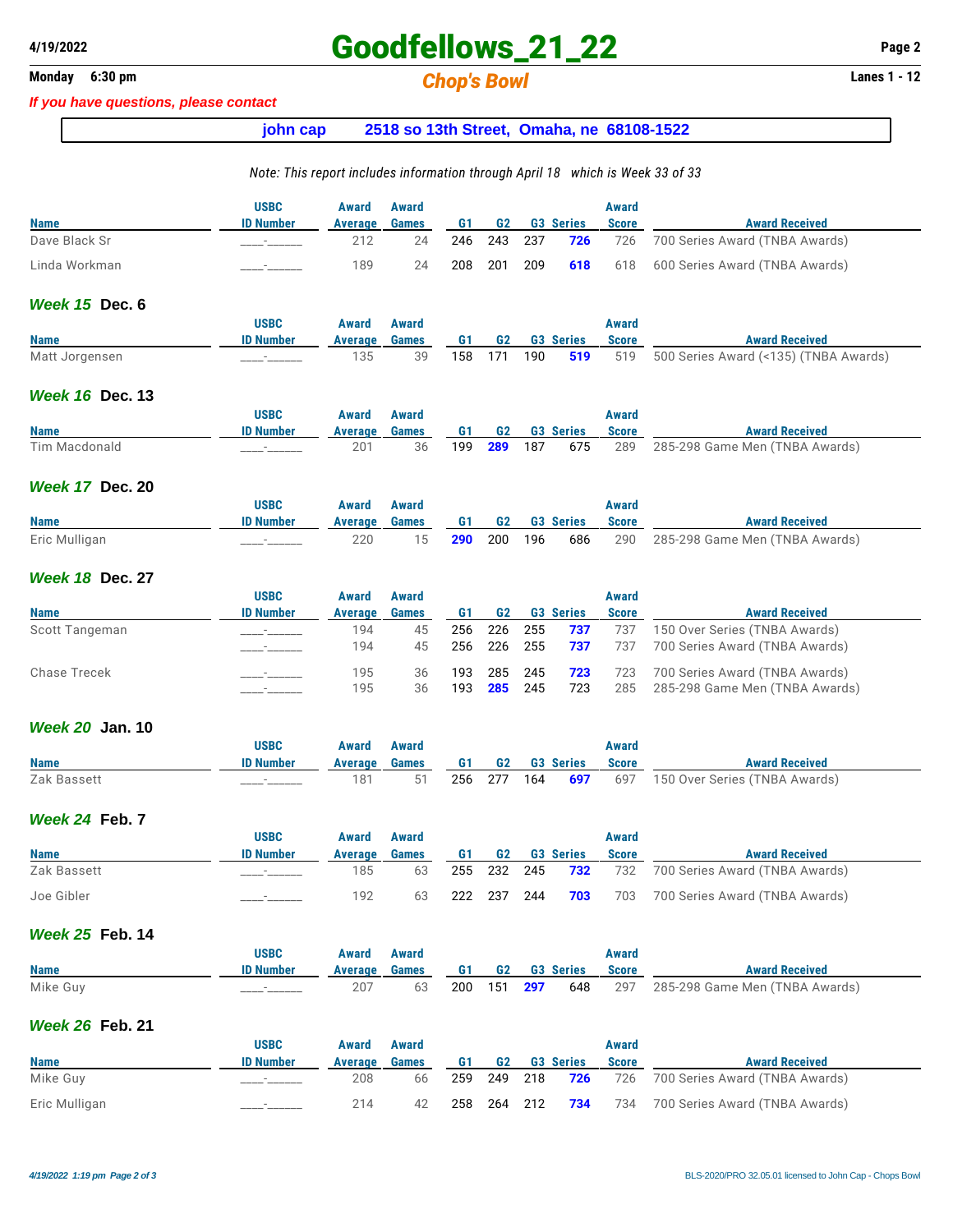# Goodfellows_21_22

**Monday 6:30 pm** — *Chop's Bowl* — **Lanes 1 - 12**

*If you have questions, please contact*

**john cap 2518 so 13th Street, Omaha, ne 68108-1522**

*Note: This report includes information through April 18 which is Week 33 of 33*

| Name | USBC ID Number | Award Average | Award Games | G1 | G2 | G3 | Series | Award Score | Award Received |
|---|---|---|---|---|---|---|---|---|---|
| Dave Black Sr | ____-______ | 212 | 24 | 246 | 243 | 237 | **726** | 726 | 700 Series Award (TNBA Awards) |
| Linda Workman | ____-______ | 189 | 24 | 208 | 201 | 209 | **618** | 618 | 600 Series Award (TNBA Awards) |

## *Week 15* Dec. 6

| Name | USBC ID Number | Award Average | Award Games | G1 | G2 | G3 | Series | Award Score | Award Received |
|---|---|---|---|---|---|---|---|---|---|
| Matt Jorgensen | ____-______ | 135 | 39 | 158 | 171 | 190 | **519** | 519 | 500 Series Award (<135) (TNBA Awards) |

## *Week 16* Dec. 13

| Name | USBC ID Number | Award Average | Award Games | G1 | G2 | G3 | Series | Award Score | Award Received |
|---|---|---|---|---|---|---|---|---|---|
| Tim Macdonald | ____-______ | 201 | 36 | 199 | **289** | 187 | 675 | 289 | 285-298 Game Men (TNBA Awards) |

## *Week 17* Dec. 20

| Name | USBC ID Number | Award Average | Award Games | G1 | G2 | G3 | Series | Award Score | Award Received |
|---|---|---|---|---|---|---|---|---|---|
| Eric Mulligan | ____-______ | 220 | 15 | **290** | 200 | 196 | 686 | 290 | 285-298 Game Men (TNBA Awards) |

## *Week 18* Dec. 27

| Name | USBC ID Number | Award Average | Award Games | G1 | G2 | G3 | Series | Award Score | Award Received |
|---|---|---|---|---|---|---|---|---|---|
| Scott Tangeman | ____-______ | 194 | 45 | 256 | 226 | 255 | **737** | 737 | 150 Over Series (TNBA Awards) |
| | ____-______ | 194 | 45 | 256 | 226 | 255 | **737** | 737 | 700 Series Award (TNBA Awards) |
| Chase Trecek | ____-______ | 195 | 36 | 193 | 285 | 245 | **723** | 723 | 700 Series Award (TNBA Awards) |
| | ____-______ | 195 | 36 | 193 | **285** | 245 | 723 | 285 | 285-298 Game Men (TNBA Awards) |

## *Week 20* Jan. 10

| Name | USBC ID Number | Award Average | Award Games | G1 | G2 | G3 | Series | Award Score | Award Received |
|---|---|---|---|---|---|---|---|---|---|
| Zak Bassett | ____-______ | 181 | 51 | 256 | 277 | 164 | **697** | 697 | 150 Over Series (TNBA Awards) |

## *Week 24* Feb. 7

| Name | USBC ID Number | Award Average | Award Games | G1 | G2 | G3 | Series | Award Score | Award Received |
|---|---|---|---|---|---|---|---|---|---|
| Zak Bassett | ____-______ | 185 | 63 | 255 | 232 | 245 | **732** | 732 | 700 Series Award (TNBA Awards) |
| Joe Gibler | ____-______ | 192 | 63 | 222 | 237 | 244 | **703** | 703 | 700 Series Award (TNBA Awards) |

## *Week 25* Feb. 14

| Name | USBC ID Number | Award Average | Award Games | G1 | G2 | G3 | Series | Award Score | Award Received |
|---|---|---|---|---|---|---|---|---|---|
| Mike Guy | ____-______ | 207 | 63 | 200 | 151 | **297** | 648 | 297 | 285-298 Game Men (TNBA Awards) |

## *Week 26* Feb. 21

| Name | USBC ID Number | Award Average | Award Games | G1 | G2 | G3 | Series | Award Score | Award Received |
|---|---|---|---|---|---|---|---|---|---|
| Mike Guy | ____-______ | 208 | 66 | 259 | 249 | 218 | **726** | 726 | 700 Series Award (TNBA Awards) |
| Eric Mulligan | ____-______ | 214 | 42 | 258 | 264 | 212 | **734** | 734 | 700 Series Award (TNBA Awards) |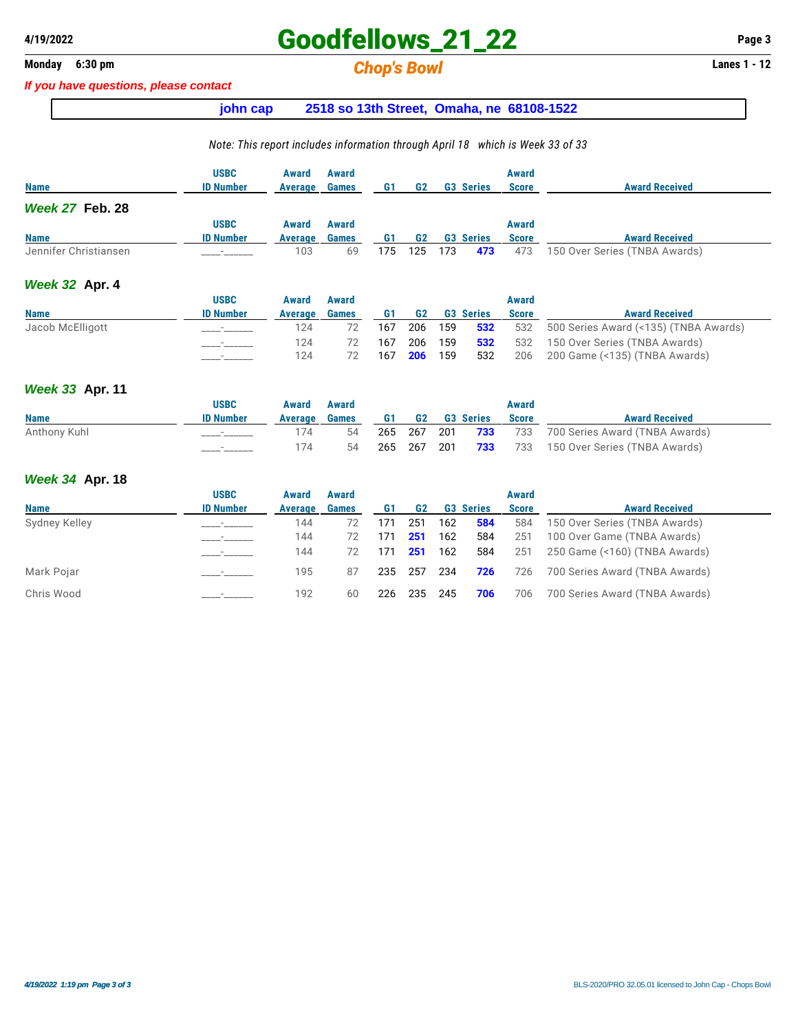# Goodfellows_21_22

**Monday 6:30 pm** — ***Chop's Bowl*** — **Lanes 1 - 12**

*If you have questions, please contact*

**john cap 2518 so 13th Street, Omaha, ne 68108-1522**

*Note: This report includes information through April 18 which is Week 33 of 33*

## *Week 27* Feb. 28

| Name | USBC ID Number | Award Average | Award Games | G1 | G2 | G3 | Series | Award Score | Award Received |
|---|---|---|---|---|---|---|---|---|---|
| Jennifer Christiansen | \_\_\_\_-\_\_\_\_\_\_ | 103 | 69 | 175 | 125 | 173 | **473** | 473 | 150 Over Series (TNBA Awards) |

## *Week 32* Apr. 4

| Name | USBC ID Number | Award Average | Award Games | G1 | G2 | G3 | Series | Award Score | Award Received |
|---|---|---|---|---|---|---|---|---|---|
| Jacob McElligott | \_\_\_\_-\_\_\_\_\_\_ | 124 | 72 | 167 | 206 | 159 | **532** | 532 | 500 Series Award (<135) (TNBA Awards) |
| | \_\_\_\_-\_\_\_\_\_\_ | 124 | 72 | 167 | 206 | 159 | **532** | 532 | 150 Over Series (TNBA Awards) |
| | \_\_\_\_-\_\_\_\_\_\_ | 124 | 72 | 167 | **206** | 159 | 532 | 206 | 200 Game (<135) (TNBA Awards) |

## *Week 33* Apr. 11

| Name | USBC ID Number | Award Average | Award Games | G1 | G2 | G3 | Series | Award Score | Award Received |
|---|---|---|---|---|---|---|---|---|---|
| Anthony Kuhl | \_\_\_\_-\_\_\_\_\_\_ | 174 | 54 | 265 | 267 | 201 | **733** | 733 | 700 Series Award (TNBA Awards) |
| | \_\_\_\_-\_\_\_\_\_\_ | 174 | 54 | 265 | 267 | 201 | **733** | 733 | 150 Over Series (TNBA Awards) |

## *Week 34* Apr. 18

| Name | USBC ID Number | Award Average | Award Games | G1 | G2 | G3 | Series | Award Score | Award Received |
|---|---|---|---|---|---|---|---|---|---|
| Sydney Kelley | \_\_\_\_-\_\_\_\_\_\_ | 144 | 72 | 171 | 251 | 162 | **584** | 584 | 150 Over Series (TNBA Awards) |
| | \_\_\_\_-\_\_\_\_\_\_ | 144 | 72 | 171 | **251** | 162 | 584 | 251 | 100 Over Game (TNBA Awards) |
| | \_\_\_\_-\_\_\_\_\_\_ | 144 | 72 | 171 | **251** | 162 | 584 | 251 | 250 Game (<160) (TNBA Awards) |
| Mark Pojar | \_\_\_\_-\_\_\_\_\_\_ | 195 | 87 | 235 | 257 | 234 | **726** | 726 | 700 Series Award (TNBA Awards) |
| Chris Wood | \_\_\_\_-\_\_\_\_\_\_ | 192 | 60 | 226 | 235 | 245 | **706** | 706 | 700 Series Award (TNBA Awards) |